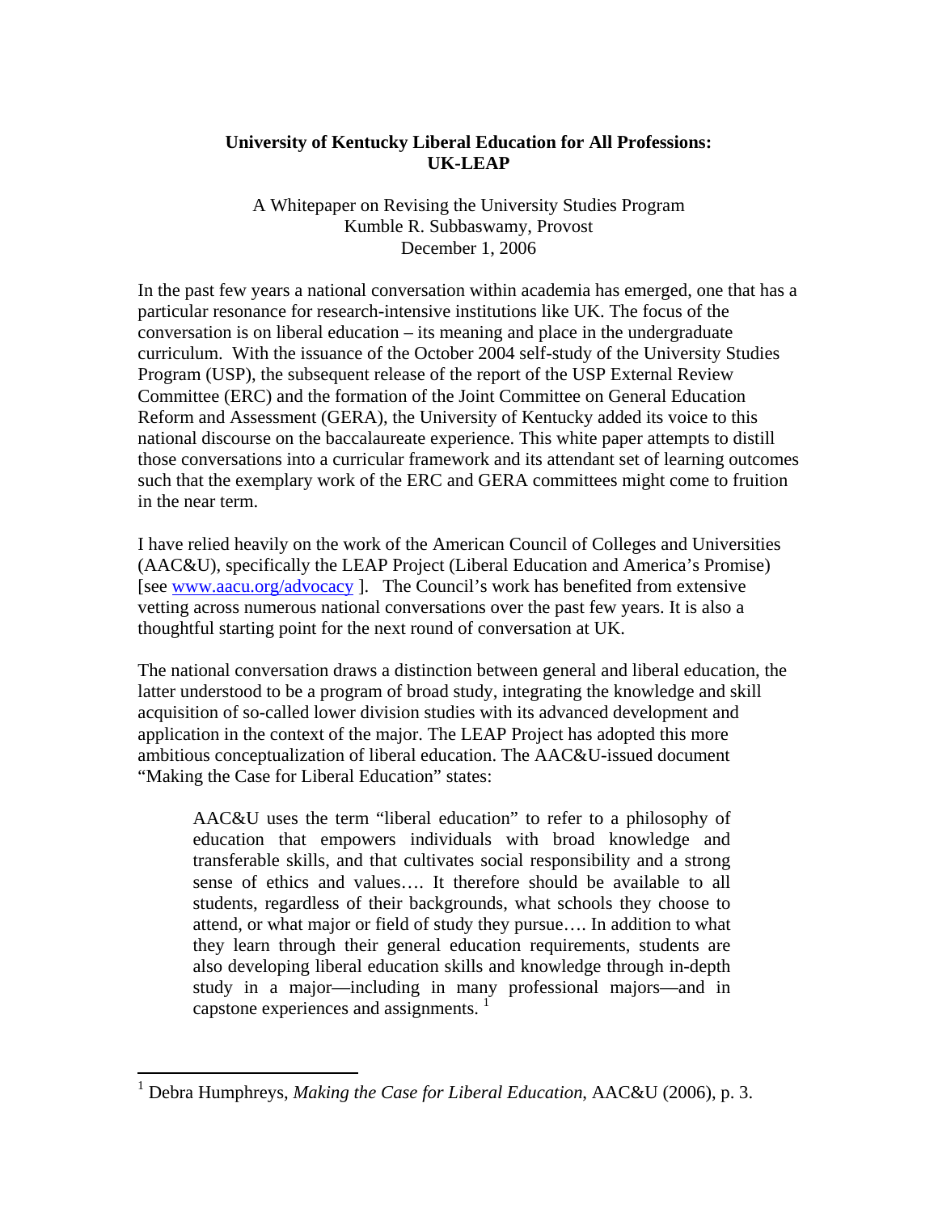# University of Kentucky Liberal Education for All Professions: UK-LEAP

A Whitepaper on Revising the University Studies Program
Kumble R. Subbaswamy, Provost
December 1, 2006

In the past few years a national conversation within academia has emerged, one that has a particular resonance for research-intensive institutions like UK. The focus of the conversation is on liberal education – its meaning and place in the undergraduate curriculum. With the issuance of the October 2004 self-study of the University Studies Program (USP), the subsequent release of the report of the USP External Review Committee (ERC) and the formation of the Joint Committee on General Education Reform and Assessment (GERA), the University of Kentucky added its voice to this national discourse on the baccalaureate experience. This white paper attempts to distill those conversations into a curricular framework and its attendant set of learning outcomes such that the exemplary work of the ERC and GERA committees might come to fruition in the near term.

I have relied heavily on the work of the American Council of Colleges and Universities (AAC&U), specifically the LEAP Project (Liberal Education and America's Promise) [see www.aacu.org/advocacy ]. The Council's work has benefited from extensive vetting across numerous national conversations over the past few years. It is also a thoughtful starting point for the next round of conversation at UK.

The national conversation draws a distinction between general and liberal education, the latter understood to be a program of broad study, integrating the knowledge and skill acquisition of so-called lower division studies with its advanced development and application in the context of the major. The LEAP Project has adopted this more ambitious conceptualization of liberal education. The AAC&U-issued document "Making the Case for Liberal Education" states:

> AAC&U uses the term "liberal education" to refer to a philosophy of education that empowers individuals with broad knowledge and transferable skills, and that cultivates social responsibility and a strong sense of ethics and values…. It therefore should be available to all students, regardless of their backgrounds, what schools they choose to attend, or what major or field of study they pursue…. In addition to what they learn through their general education requirements, students are also developing liberal education skills and knowledge through in-depth study in a major—including in many professional majors—and in capstone experiences and assignments. [1]

---

[1] Debra Humphreys, *Making the Case for Liberal Education,* AAC&U (2006), p. 3.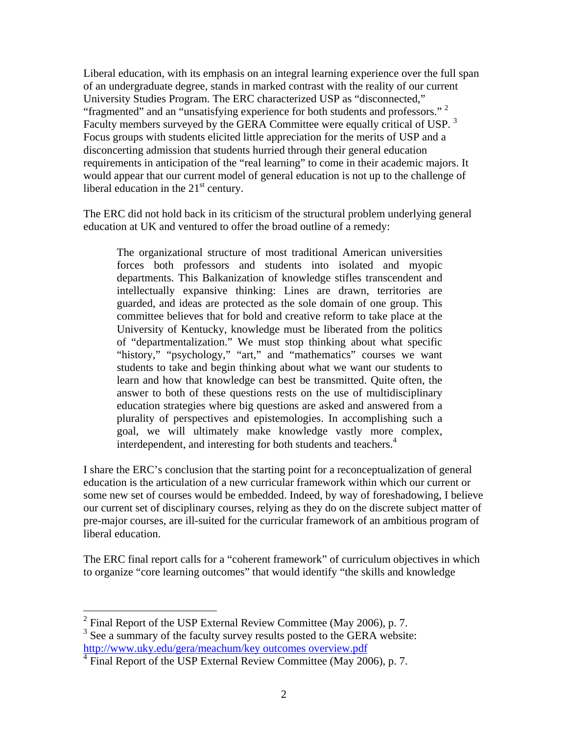Liberal education, with its emphasis on an integral learning experience over the full span of an undergraduate degree, stands in marked contrast with the reality of our current University Studies Program. The ERC characterized USP as "disconnected," "fragmented" and an "unsatisfying experience for both students and professors." [2] Faculty members surveyed by the GERA Committee were equally critical of USP. [3] Focus groups with students elicited little appreciation for the merits of USP and a disconcerting admission that students hurried through their general education requirements in anticipation of the "real learning" to come in their academic majors. It would appear that our current model of general education is not up to the challenge of liberal education in the 21st century.

The ERC did not hold back in its criticism of the structural problem underlying general education at UK and ventured to offer the broad outline of a remedy:

> The organizational structure of most traditional American universities forces both professors and students into isolated and myopic departments. This Balkanization of knowledge stifles transcendent and intellectually expansive thinking: Lines are drawn, territories are guarded, and ideas are protected as the sole domain of one group. This committee believes that for bold and creative reform to take place at the University of Kentucky, knowledge must be liberated from the politics of "departmentalization." We must stop thinking about what specific "history," "psychology," "art," and "mathematics" courses we want students to take and begin thinking about what we want our students to learn and how that knowledge can best be transmitted. Quite often, the answer to both of these questions rests on the use of multidisciplinary education strategies where big questions are asked and answered from a plurality of perspectives and epistemologies. In accomplishing such a goal, we will ultimately make knowledge vastly more complex, interdependent, and interesting for both students and teachers.[4]

I share the ERC's conclusion that the starting point for a reconceptualization of general education is the articulation of a new curricular framework within which our current or some new set of courses would be embedded. Indeed, by way of foreshadowing, I believe our current set of disciplinary courses, relying as they do on the discrete subject matter of pre-major courses, are ill-suited for the curricular framework of an ambitious program of liberal education.

The ERC final report calls for a "coherent framework" of curriculum objectives in which to organize "core learning outcomes" that would identify "the skills and knowledge

---

[2] Final Report of the USP External Review Committee (May 2006), p. 7.

[3] See a summary of the faculty survey results posted to the GERA website: http://www.uky.edu/gera/meachum/key outcomes overview.pdf

[4] Final Report of the USP External Review Committee (May 2006), p. 7.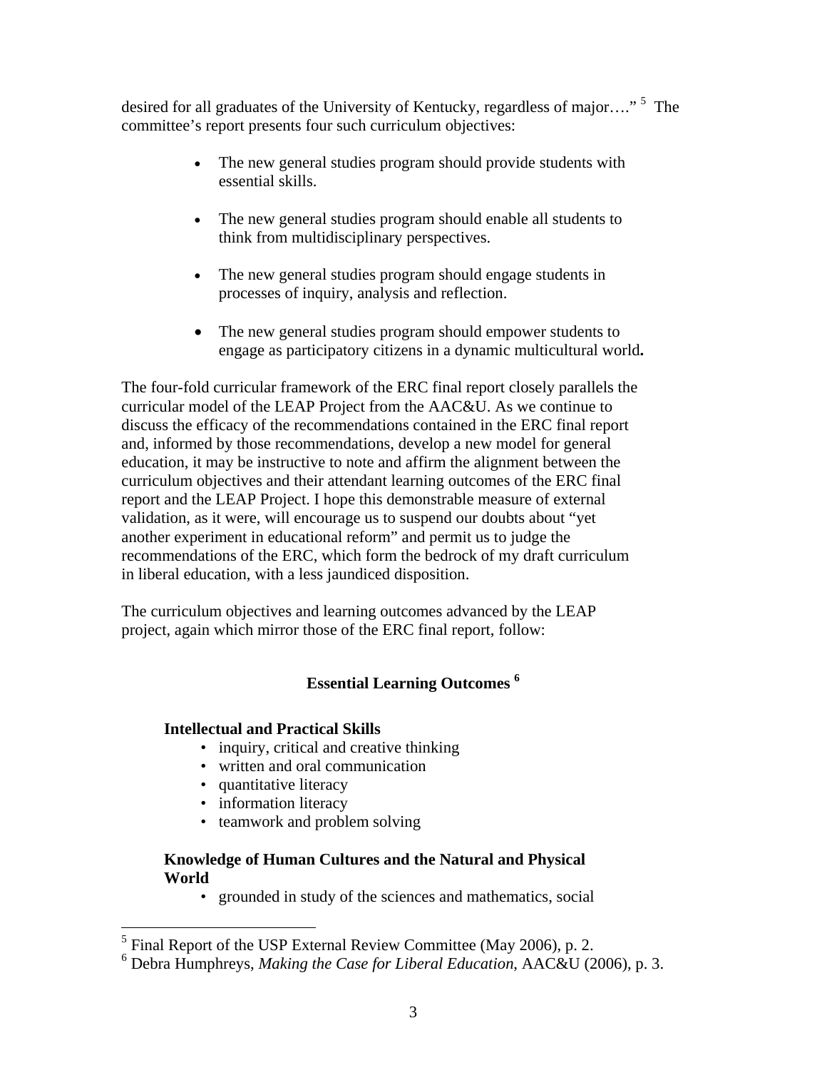desired for all graduates of the University of Kentucky, regardless of major…." [5] The committee's report presents four such curriculum objectives:

- The new general studies program should provide students with essential skills.
- The new general studies program should enable all students to think from multidisciplinary perspectives.
- The new general studies program should engage students in processes of inquiry, analysis and reflection.
- The new general studies program should empower students to engage as participatory citizens in a dynamic multicultural world**.**

The four-fold curricular framework of the ERC final report closely parallels the curricular model of the LEAP Project from the AAC&U. As we continue to discuss the efficacy of the recommendations contained in the ERC final report and, informed by those recommendations, develop a new model for general education, it may be instructive to note and affirm the alignment between the curriculum objectives and their attendant learning outcomes of the ERC final report and the LEAP Project. I hope this demonstrable measure of external validation, as it were, will encourage us to suspend our doubts about "yet another experiment in educational reform" and permit us to judge the recommendations of the ERC, which form the bedrock of my draft curriculum in liberal education, with a less jaundiced disposition.

The curriculum objectives and learning outcomes advanced by the LEAP project, again which mirror those of the ERC final report, follow:

## Essential Learning Outcomes [6]

**Intellectual and Practical Skills**

- inquiry, critical and creative thinking
- written and oral communication
- quantitative literacy
- information literacy
- teamwork and problem solving

**Knowledge of Human Cultures and the Natural and Physical World**

- grounded in study of the sciences and mathematics, social

---

[5] Final Report of the USP External Review Committee (May 2006), p. 2.

[6] Debra Humphreys, *Making the Case for Liberal Education*, AAC&U (2006), p. 3.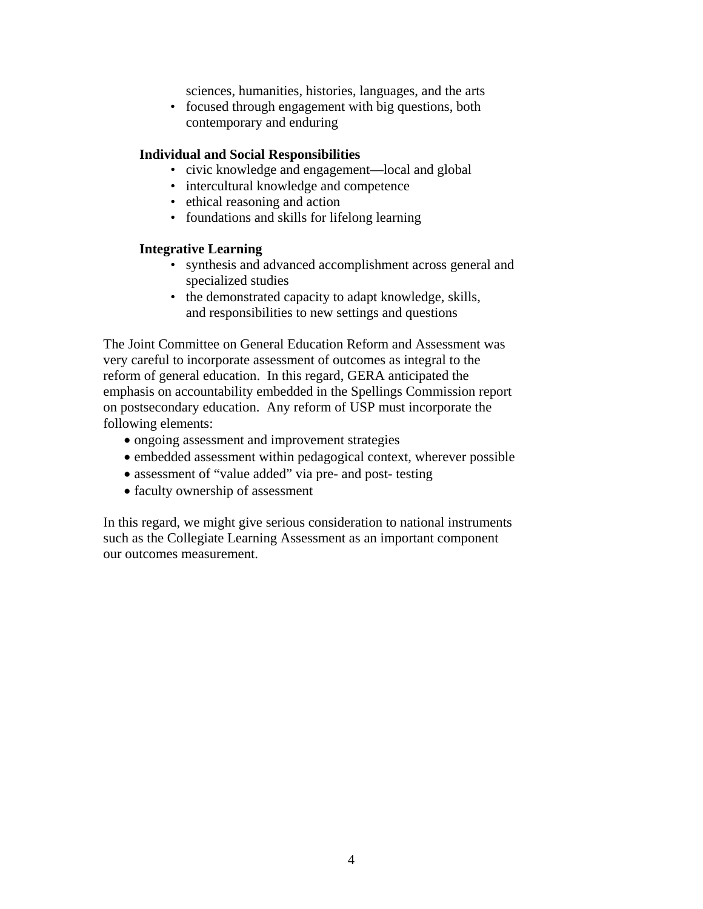- sciences, humanities, histories, languages, and the arts
- focused through engagement with big questions, both contemporary and enduring

**Individual and Social Responsibilities**

- civic knowledge and engagement—local and global
- intercultural knowledge and competence
- ethical reasoning and action
- foundations and skills for lifelong learning

**Integrative Learning**

- synthesis and advanced accomplishment across general and specialized studies
- the demonstrated capacity to adapt knowledge, skills, and responsibilities to new settings and questions

The Joint Committee on General Education Reform and Assessment was very careful to incorporate assessment of outcomes as integral to the reform of general education. In this regard, GERA anticipated the emphasis on accountability embedded in the Spellings Commission report on postsecondary education. Any reform of USP must incorporate the following elements:

- ongoing assessment and improvement strategies
- embedded assessment within pedagogical context, wherever possible
- assessment of "value added" via pre- and post- testing
- faculty ownership of assessment

In this regard, we might give serious consideration to national instruments such as the Collegiate Learning Assessment as an important component our outcomes measurement.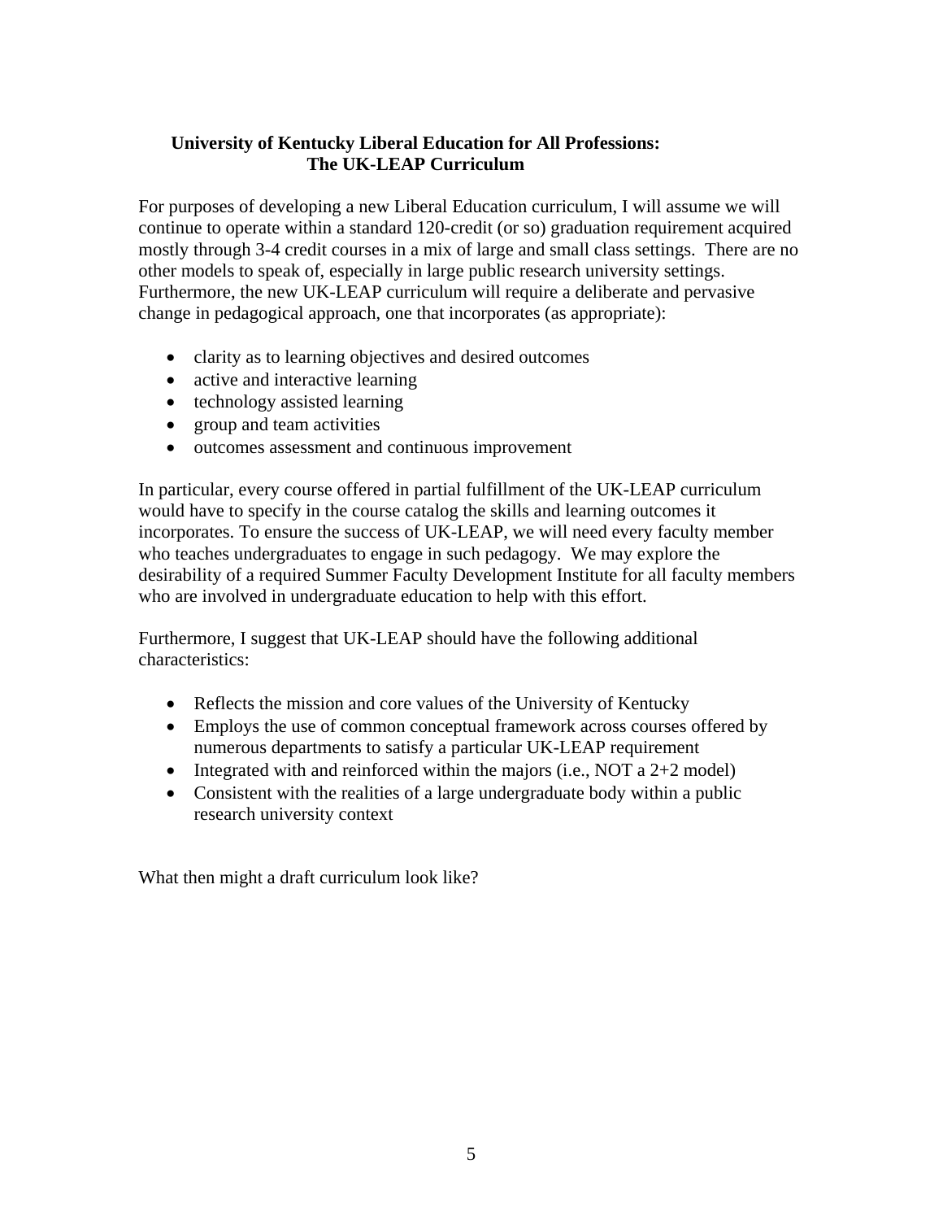## University of Kentucky Liberal Education for All Professions: The UK-LEAP Curriculum

For purposes of developing a new Liberal Education curriculum, I will assume we will continue to operate within a standard 120-credit (or so) graduation requirement acquired mostly through 3-4 credit courses in a mix of large and small class settings. There are no other models to speak of, especially in large public research university settings. Furthermore, the new UK-LEAP curriculum will require a deliberate and pervasive change in pedagogical approach, one that incorporates (as appropriate):

- clarity as to learning objectives and desired outcomes
- active and interactive learning
- technology assisted learning
- group and team activities
- outcomes assessment and continuous improvement

In particular, every course offered in partial fulfillment of the UK-LEAP curriculum would have to specify in the course catalog the skills and learning outcomes it incorporates. To ensure the success of UK-LEAP, we will need every faculty member who teaches undergraduates to engage in such pedagogy. We may explore the desirability of a required Summer Faculty Development Institute for all faculty members who are involved in undergraduate education to help with this effort.

Furthermore, I suggest that UK-LEAP should have the following additional characteristics:

- Reflects the mission and core values of the University of Kentucky
- Employs the use of common conceptual framework across courses offered by numerous departments to satisfy a particular UK-LEAP requirement
- Integrated with and reinforced within the majors (i.e., NOT a 2+2 model)
- Consistent with the realities of a large undergraduate body within a public research university context

What then might a draft curriculum look like?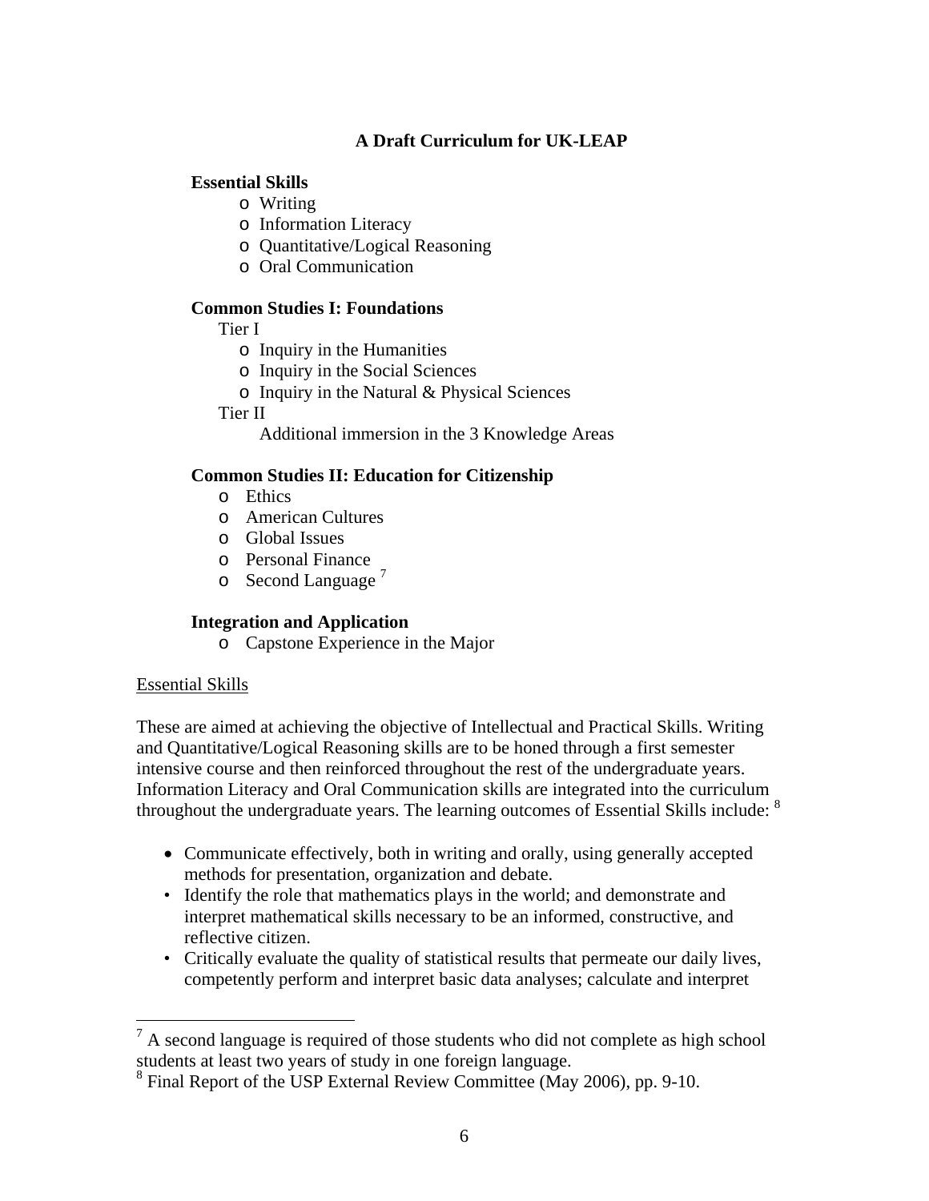## A Draft Curriculum for UK-LEAP

**Essential Skills**

- Writing
- Information Literacy
- Quantitative/Logical Reasoning
- Oral Communication

**Common Studies I: Foundations**

Tier I

- Inquiry in the Humanities
- Inquiry in the Social Sciences
- Inquiry in the Natural & Physical Sciences

Tier II

Additional immersion in the 3 Knowledge Areas

**Common Studies II: Education for Citizenship**

- Ethics
- American Cultures
- Global Issues
- Personal Finance
- Second Language [7]

**Integration and Application**

- Capstone Experience in the Major

Essential Skills

These are aimed at achieving the objective of Intellectual and Practical Skills. Writing and Quantitative/Logical Reasoning skills are to be honed through a first semester intensive course and then reinforced throughout the rest of the undergraduate years. Information Literacy and Oral Communication skills are integrated into the curriculum throughout the undergraduate years. The learning outcomes of Essential Skills include: [8]

- Communicate effectively, both in writing and orally, using generally accepted methods for presentation, organization and debate.
- Identify the role that mathematics plays in the world; and demonstrate and interpret mathematical skills necessary to be an informed, constructive, and reflective citizen.
- Critically evaluate the quality of statistical results that permeate our daily lives, competently perform and interpret basic data analyses; calculate and interpret

---

[7] A second language is required of those students who did not complete as high school students at least two years of study in one foreign language.

[8] Final Report of the USP External Review Committee (May 2006), pp. 9-10.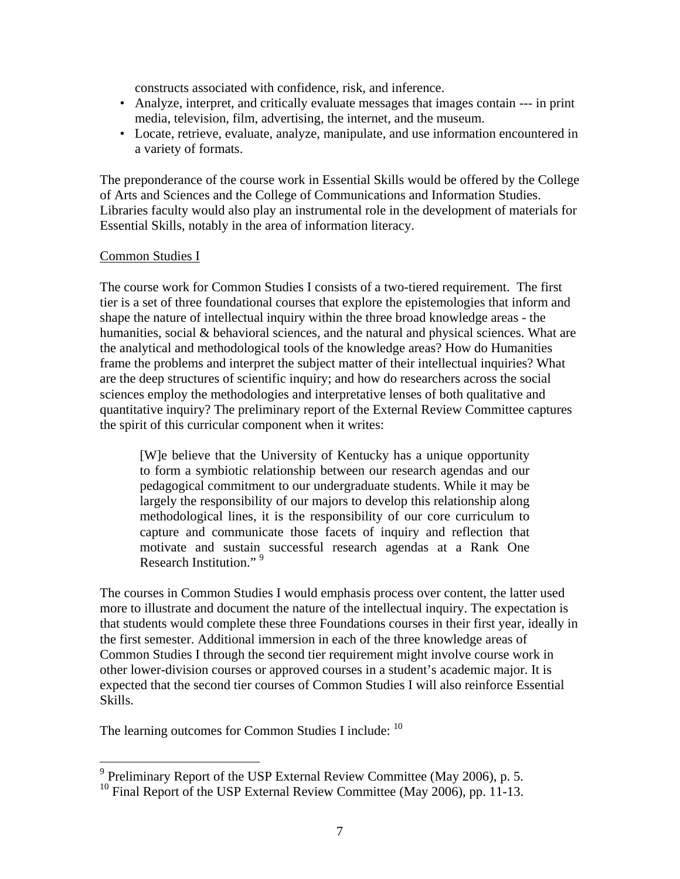constructs associated with confidence, risk, and inference.

- Analyze, interpret, and critically evaluate messages that images contain --- in print media, television, film, advertising, the internet, and the museum.
- Locate, retrieve, evaluate, analyze, manipulate, and use information encountered in a variety of formats.

The preponderance of the course work in Essential Skills would be offered by the College of Arts and Sciences and the College of Communications and Information Studies. Libraries faculty would also play an instrumental role in the development of materials for Essential Skills, notably in the area of information literacy.

Common Studies I

The course work for Common Studies I consists of a two-tiered requirement. The first tier is a set of three foundational courses that explore the epistemologies that inform and shape the nature of intellectual inquiry within the three broad knowledge areas - the humanities, social & behavioral sciences, and the natural and physical sciences. What are the analytical and methodological tools of the knowledge areas? How do Humanities frame the problems and interpret the subject matter of their intellectual inquiries? What are the deep structures of scientific inquiry; and how do researchers across the social sciences employ the methodologies and interpretative lenses of both qualitative and quantitative inquiry? The preliminary report of the External Review Committee captures the spirit of this curricular component when it writes:

> [W]e believe that the University of Kentucky has a unique opportunity to form a symbiotic relationship between our research agendas and our pedagogical commitment to our undergraduate students. While it may be largely the responsibility of our majors to develop this relationship along methodological lines, it is the responsibility of our core curriculum to capture and communicate those facets of inquiry and reflection that motivate and sustain successful research agendas at a Rank One Research Institution." [9]

The courses in Common Studies I would emphasis process over content, the latter used more to illustrate and document the nature of the intellectual inquiry. The expectation is that students would complete these three Foundations courses in their first year, ideally in the first semester. Additional immersion in each of the three knowledge areas of Common Studies I through the second tier requirement might involve course work in other lower-division courses or approved courses in a student's academic major. It is expected that the second tier courses of Common Studies I will also reinforce Essential Skills.

The learning outcomes for Common Studies I include: [10]

---

[9] Preliminary Report of the USP External Review Committee (May 2006), p. 5.

[10] Final Report of the USP External Review Committee (May 2006), pp. 11-13.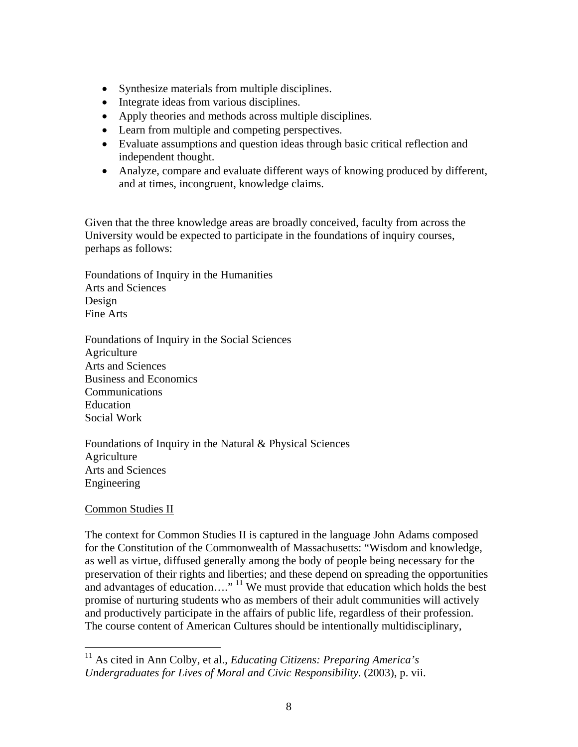- Synthesize materials from multiple disciplines.
- Integrate ideas from various disciplines.
- Apply theories and methods across multiple disciplines.
- Learn from multiple and competing perspectives.
- Evaluate assumptions and question ideas through basic critical reflection and independent thought.
- Analyze, compare and evaluate different ways of knowing produced by different, and at times, incongruent, knowledge claims.

Given that the three knowledge areas are broadly conceived, faculty from across the University would be expected to participate in the foundations of inquiry courses, perhaps as follows:

Foundations of Inquiry in the Humanities
Arts and Sciences
Design
Fine Arts

Foundations of Inquiry in the Social Sciences
Agriculture
Arts and Sciences
Business and Economics
Communications
Education
Social Work

Foundations of Inquiry in the Natural & Physical Sciences
Agriculture
Arts and Sciences
Engineering

<u>Common Studies II</u>

The context for Common Studies II is captured in the language John Adams composed for the Constitution of the Commonwealth of Massachusetts: "Wisdom and knowledge, as well as virtue, diffused generally among the body of people being necessary for the preservation of their rights and liberties; and these depend on spreading the opportunities and advantages of education…." [11] We must provide that education which holds the best promise of nurturing students who as members of their adult communities will actively and productively participate in the affairs of public life, regardless of their profession. The course content of American Cultures should be intentionally multidisciplinary,

[11] As cited in Ann Colby, et al., *Educating Citizens: Preparing America's Undergraduates for Lives of Moral and Civic Responsibility.* (2003), p. vii.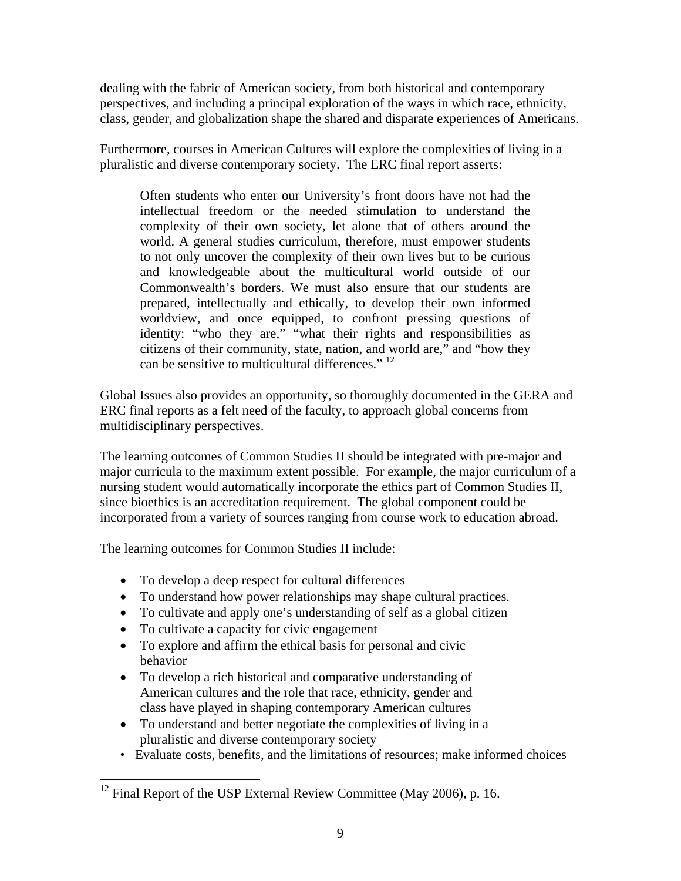dealing with the fabric of American society, from both historical and contemporary perspectives, and including a principal exploration of the ways in which race, ethnicity, class, gender, and globalization shape the shared and disparate experiences of Americans.

Furthermore, courses in American Cultures will explore the complexities of living in a pluralistic and diverse contemporary society. The ERC final report asserts:

> Often students who enter our University's front doors have not had the intellectual freedom or the needed stimulation to understand the complexity of their own society, let alone that of others around the world. A general studies curriculum, therefore, must empower students to not only uncover the complexity of their own lives but to be curious and knowledgeable about the multicultural world outside of our Commonwealth's borders. We must also ensure that our students are prepared, intellectually and ethically, to develop their own informed worldview, and once equipped, to confront pressing questions of identity: "who they are," "what their rights and responsibilities as citizens of their community, state, nation, and world are," and "how they can be sensitive to multicultural differences." [12]

Global Issues also provides an opportunity, so thoroughly documented in the GERA and ERC final reports as a felt need of the faculty, to approach global concerns from multidisciplinary perspectives.

The learning outcomes of Common Studies II should be integrated with pre-major and major curricula to the maximum extent possible. For example, the major curriculum of a nursing student would automatically incorporate the ethics part of Common Studies II, since bioethics is an accreditation requirement. The global component could be incorporated from a variety of sources ranging from course work to education abroad.

The learning outcomes for Common Studies II include:

- To develop a deep respect for cultural differences
- To understand how power relationships may shape cultural practices.
- To cultivate and apply one's understanding of self as a global citizen
- To cultivate a capacity for civic engagement
- To explore and affirm the ethical basis for personal and civic behavior
- To develop a rich historical and comparative understanding of American cultures and the role that race, ethnicity, gender and class have played in shaping contemporary American cultures
- To understand and better negotiate the complexities of living in a pluralistic and diverse contemporary society
- Evaluate costs, benefits, and the limitations of resources; make informed choices

[12] Final Report of the USP External Review Committee (May 2006), p. 16.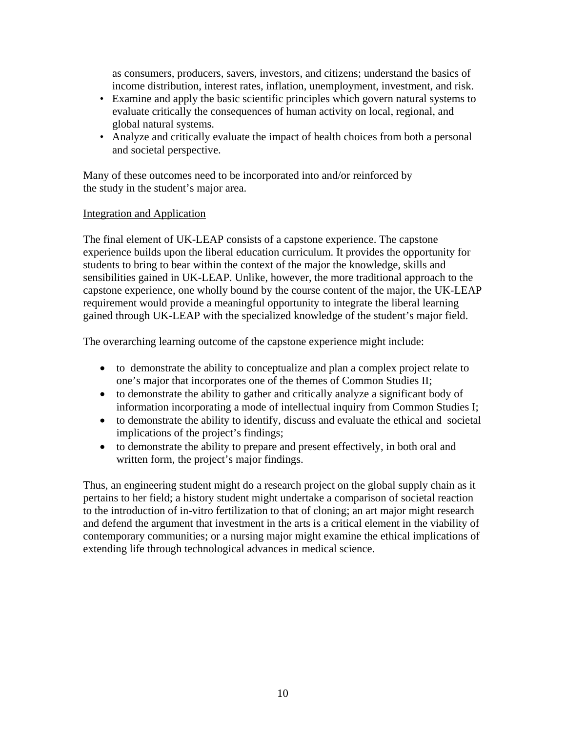as consumers, producers, savers, investors, and citizens; understand the basics of income distribution, interest rates, inflation, unemployment, investment, and risk.
- Examine and apply the basic scientific principles which govern natural systems to evaluate critically the consequences of human activity on local, regional, and global natural systems.
- Analyze and critically evaluate the impact of health choices from both a personal and societal perspective.

Many of these outcomes need to be incorporated into and/or reinforced by the study in the student's major area.

Integration and Application

The final element of UK-LEAP consists of a capstone experience. The capstone experience builds upon the liberal education curriculum. It provides the opportunity for students to bring to bear within the context of the major the knowledge, skills and sensibilities gained in UK-LEAP. Unlike, however, the more traditional approach to the capstone experience, one wholly bound by the course content of the major, the UK-LEAP requirement would provide a meaningful opportunity to integrate the liberal learning gained through UK-LEAP with the specialized knowledge of the student's major field.

The overarching learning outcome of the capstone experience might include:

- to demonstrate the ability to conceptualize and plan a complex project relate to one's major that incorporates one of the themes of Common Studies II;
- to demonstrate the ability to gather and critically analyze a significant body of information incorporating a mode of intellectual inquiry from Common Studies I;
- to demonstrate the ability to identify, discuss and evaluate the ethical and societal implications of the project's findings;
- to demonstrate the ability to prepare and present effectively, in both oral and written form, the project's major findings.

Thus, an engineering student might do a research project on the global supply chain as it pertains to her field; a history student might undertake a comparison of societal reaction to the introduction of in-vitro fertilization to that of cloning; an art major might research and defend the argument that investment in the arts is a critical element in the viability of contemporary communities; or a nursing major might examine the ethical implications of extending life through technological advances in medical science.